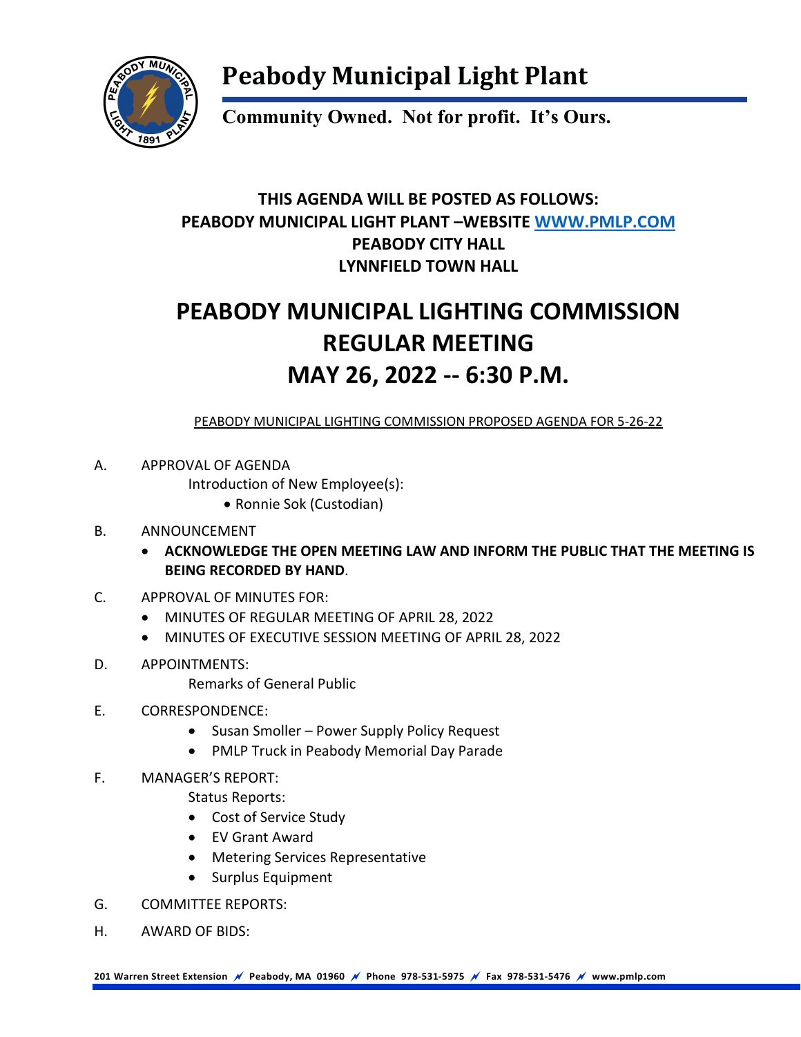# Peabody Municipal Light Plant

**Community Owned. Not for profit. It's Ours.**

**THIS AGENDA WILL BE POSTED AS FOLLOWS:**
**PEABODY MUNICIPAL LIGHT PLANT –WEBSITE WWW.PMLP.COM**
**PEABODY CITY HALL**
**LYNNFIELD TOWN HALL**

## PEABODY MUNICIPAL LIGHTING COMMISSION REGULAR MEETING MAY 26, 2022 -- 6:30 P.M.

PEABODY MUNICIPAL LIGHTING COMMISSION PROPOSED AGENDA FOR 5-26-22

A. APPROVAL OF AGENDA
   Introduction of New Employee(s):
   - Ronnie Sok (Custodian)

B. ANNOUNCEMENT
   - **ACKNOWLEDGE THE OPEN MEETING LAW AND INFORM THE PUBLIC THAT THE MEETING IS BEING RECORDED BY HAND**.

C. APPROVAL OF MINUTES FOR:
   - MINUTES OF REGULAR MEETING OF APRIL 28, 2022
   - MINUTES OF EXECUTIVE SESSION MEETING OF APRIL 28, 2022

D. APPOINTMENTS:
   Remarks of General Public

E. CORRESPONDENCE:
   - Susan Smoller – Power Supply Policy Request
   - PMLP Truck in Peabody Memorial Day Parade

F. MANAGER'S REPORT:
   Status Reports:
   - Cost of Service Study
   - EV Grant Award
   - Metering Services Representative
   - Surplus Equipment

G. COMMITTEE REPORTS:

H. AWARD OF BIDS:

201 Warren Street Extension Peabody, MA 01960 Phone 978-531-5975 Fax 978-531-5476 www.pmlp.com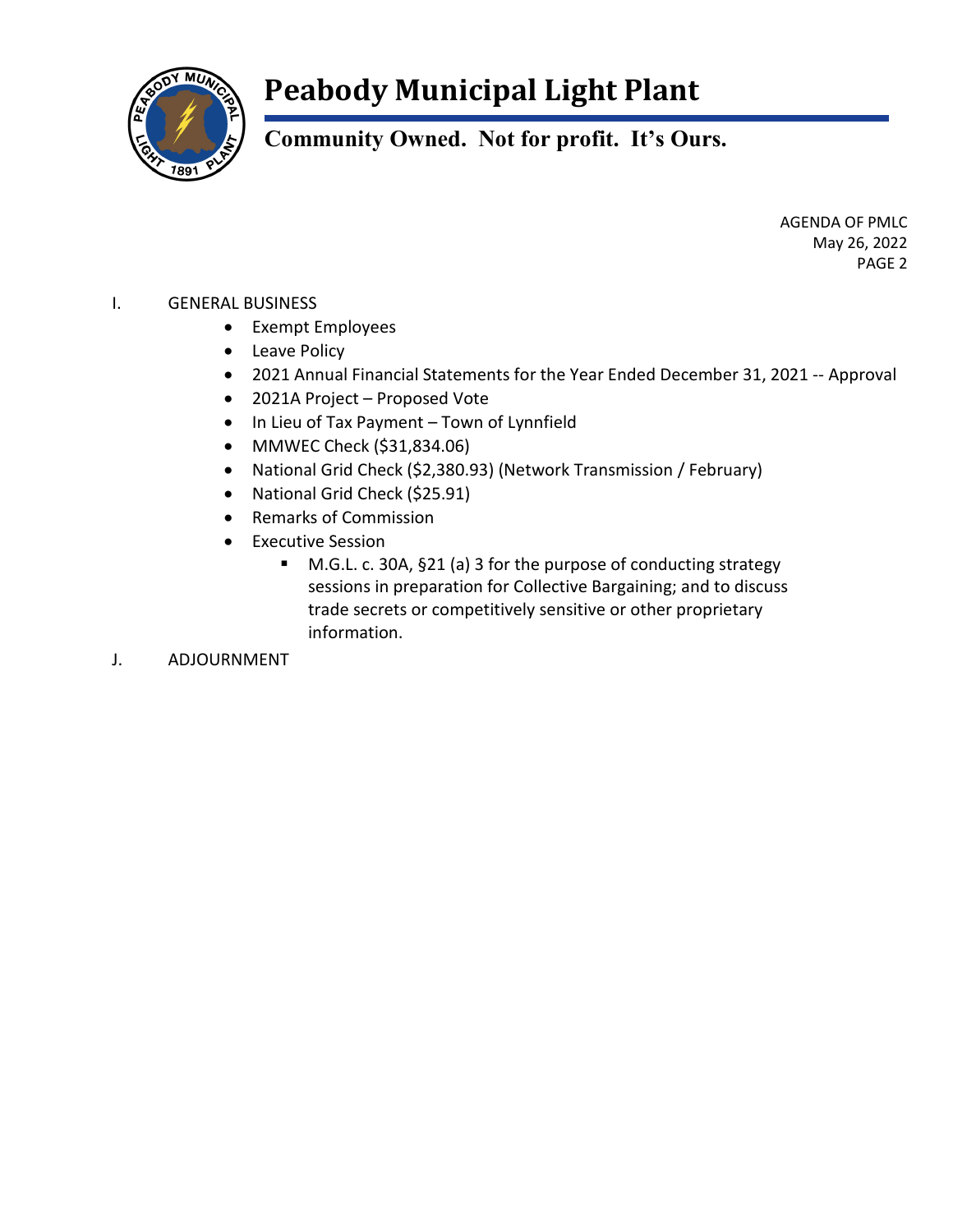AGENDA OF PMLC
May 26, 2022
PAGE 2

I. GENERAL BUSINESS

- Exempt Employees
- Leave Policy
- 2021 Annual Financial Statements for the Year Ended December 31, 2021 -- Approval
- 2021A Project – Proposed Vote
- In Lieu of Tax Payment – Town of Lynnfield
- MMWEC Check ($31,834.06)
- National Grid Check ($2,380.93) (Network Transmission / February)
- National Grid Check ($25.91)
- Remarks of Commission
- Executive Session
  - M.G.L. c. 30A, §21 (a) 3 for the purpose of conducting strategy sessions in preparation for Collective Bargaining; and to discuss trade secrets or competitively sensitive or other proprietary information.

J. ADJOURNMENT